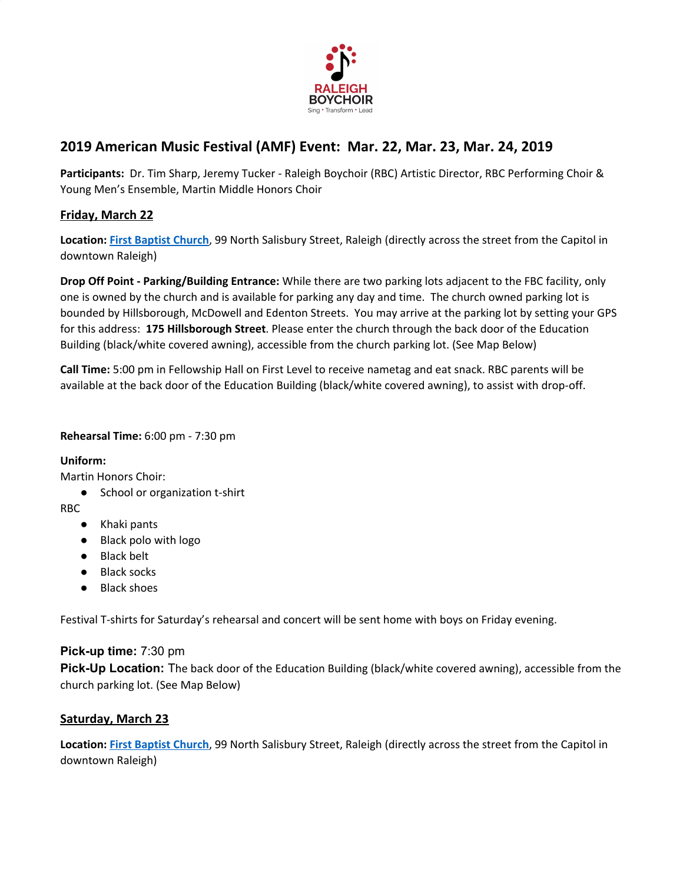RALEIGH BOYCHOIR

Sing • Transform • Lead

## 2019 American Music Festival (AMF) Event: Mar. 22, Mar. 23, Mar. 24, 2019

**Participants:** Dr. Tim Sharp, Jeremy Tucker - Raleigh Boychoir (RBC) Artistic Director, RBC Performing Choir & Young Men's Ensemble, Martin Middle Honors Choir

### Friday, March 22

**Location:** First Baptist Church, 99 North Salisbury Street, Raleigh (directly across the street from the Capitol in downtown Raleigh)

**Drop Off Point - Parking/Building Entrance:** While there are two parking lots adjacent to the FBC facility, only one is owned by the church and is available for parking any day and time. The church owned parking lot is bounded by Hillsborough, McDowell and Edenton Streets. You may arrive at the parking lot by setting your GPS for this address: **175 Hillsborough Street**. Please enter the church through the back door of the Education Building (black/white covered awning), accessible from the church parking lot. (See Map Below)

**Call Time:** 5:00 pm in Fellowship Hall on First Level to receive nametag and eat snack. RBC parents will be available at the back door of the Education Building (black/white covered awning), to assist with drop-off.

**Rehearsal Time:** 6:00 pm - 7:30 pm

**Uniform:**

Martin Honors Choir:

- School or organization t-shirt

RBC

- Khaki pants
- Black polo with logo
- Black belt
- Black socks
- Black shoes

Festival T-shirts for Saturday's rehearsal and concert will be sent home with boys on Friday evening.

**Pick-up time:** 7:30 pm

**Pick-Up Location:** The back door of the Education Building (black/white covered awning), accessible from the church parking lot. (See Map Below)

### Saturday, March 23

**Location:** First Baptist Church, 99 North Salisbury Street, Raleigh (directly across the street from the Capitol in downtown Raleigh)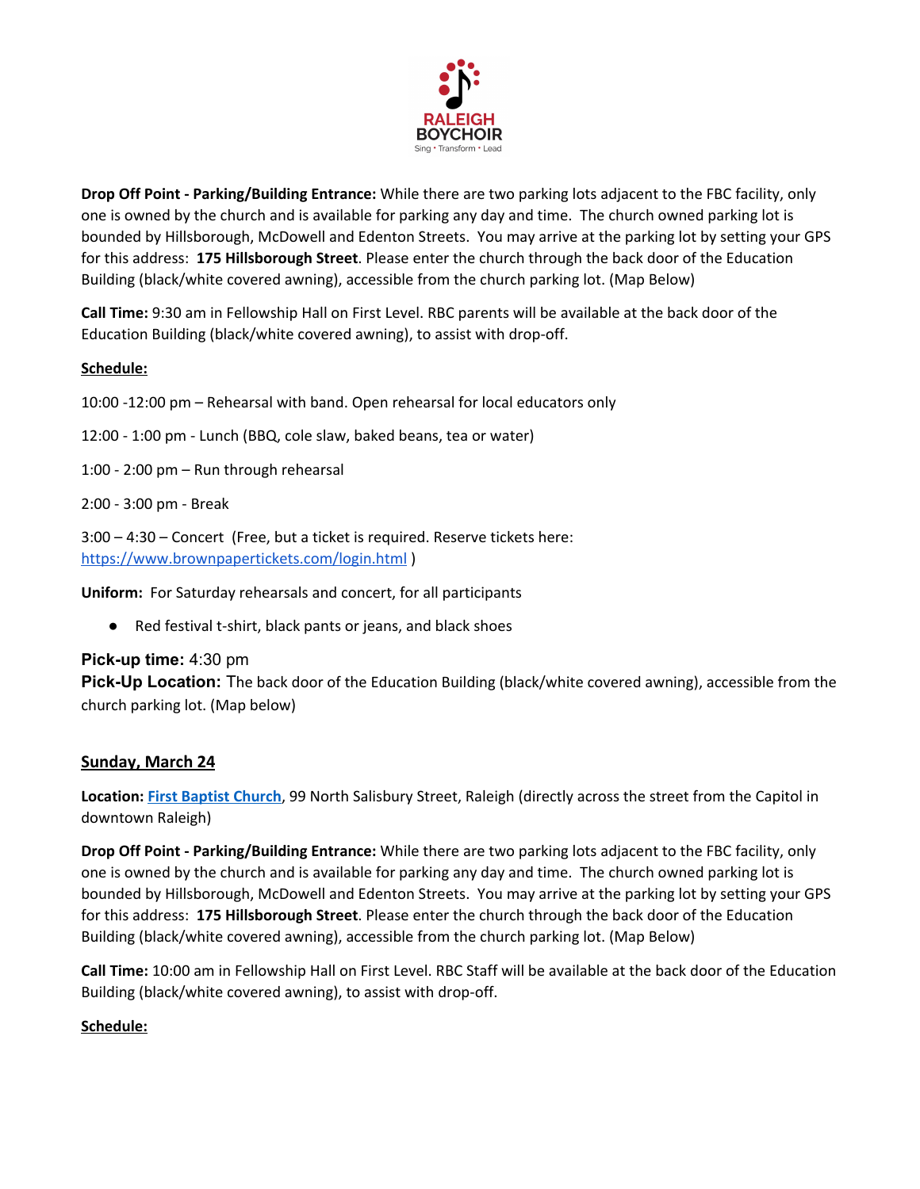**Drop Off Point - Parking/Building Entrance:** While there are two parking lots adjacent to the FBC facility, only one is owned by the church and is available for parking any day and time. The church owned parking lot is bounded by Hillsborough, McDowell and Edenton Streets. You may arrive at the parking lot by setting your GPS for this address: **175 Hillsborough Street**. Please enter the church through the back door of the Education Building (black/white covered awning), accessible from the church parking lot. (Map Below)

**Call Time:** 9:30 am in Fellowship Hall on First Level. RBC parents will be available at the back door of the Education Building (black/white covered awning), to assist with drop-off.

**Schedule:**

10:00 -12:00 pm – Rehearsal with band. Open rehearsal for local educators only

12:00 - 1:00 pm - Lunch (BBQ, cole slaw, baked beans, tea or water)

1:00 - 2:00 pm – Run through rehearsal

2:00 - 3:00 pm - Break

3:00 – 4:30 – Concert (Free, but a ticket is required. Reserve tickets here: https://www.brownpapertickets.com/login.html )

**Uniform:** For Saturday rehearsals and concert, for all participants

- Red festival t-shirt, black pants or jeans, and black shoes

**Pick-up time:** 4:30 pm
**Pick-Up Location:** The back door of the Education Building (black/white covered awning), accessible from the church parking lot. (Map below)

## Sunday, March 24

**Location:** **First Baptist Church**, 99 North Salisbury Street, Raleigh (directly across the street from the Capitol in downtown Raleigh)

**Drop Off Point - Parking/Building Entrance:** While there are two parking lots adjacent to the FBC facility, only one is owned by the church and is available for parking any day and time. The church owned parking lot is bounded by Hillsborough, McDowell and Edenton Streets. You may arrive at the parking lot by setting your GPS for this address: **175 Hillsborough Street**. Please enter the church through the back door of the Education Building (black/white covered awning), accessible from the church parking lot. (Map Below)

**Call Time:** 10:00 am in Fellowship Hall on First Level. RBC Staff will be available at the back door of the Education Building (black/white covered awning), to assist with drop-off.

**Schedule:**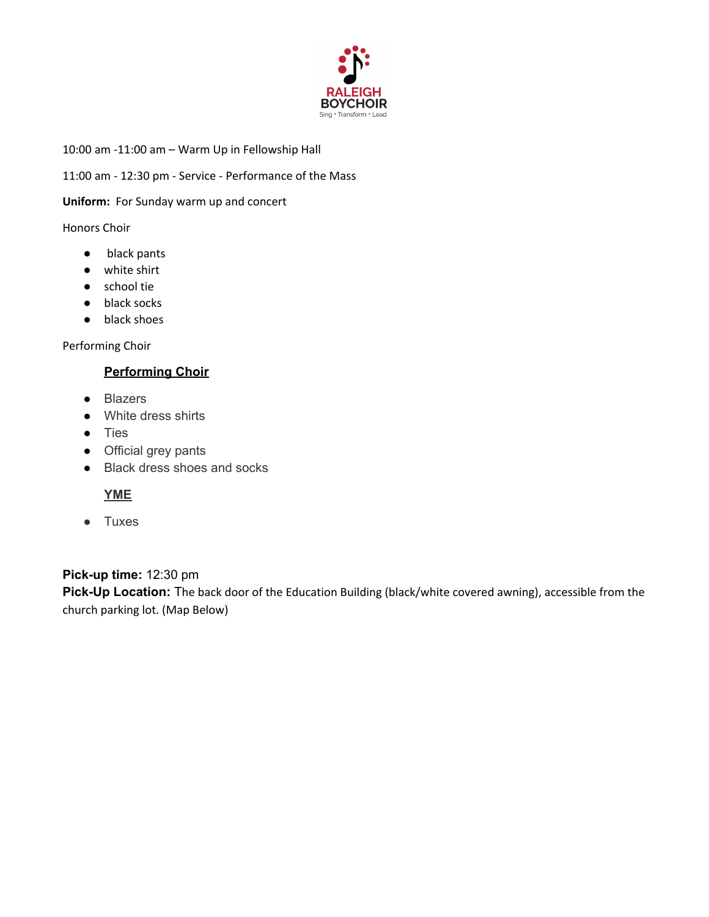RALEIGH BOYCHOIR
Sing • Transform • Lead

10:00 am -11:00 am – Warm Up in Fellowship Hall

11:00 am - 12:30 pm - Service - Performance of the Mass

**Uniform:** For Sunday warm up and concert

Honors Choir

- black pants
- white shirt
- school tie
- black socks
- black shoes

Performing Choir

**Performing Choir**

- Blazers
- White dress shirts
- Ties
- Official grey pants
- Black dress shoes and socks

**YME**

- Tuxes

**Pick-up time:** 12:30 pm
**Pick-Up Location:** The back door of the Education Building (black/white covered awning), accessible from the church parking lot. (Map Below)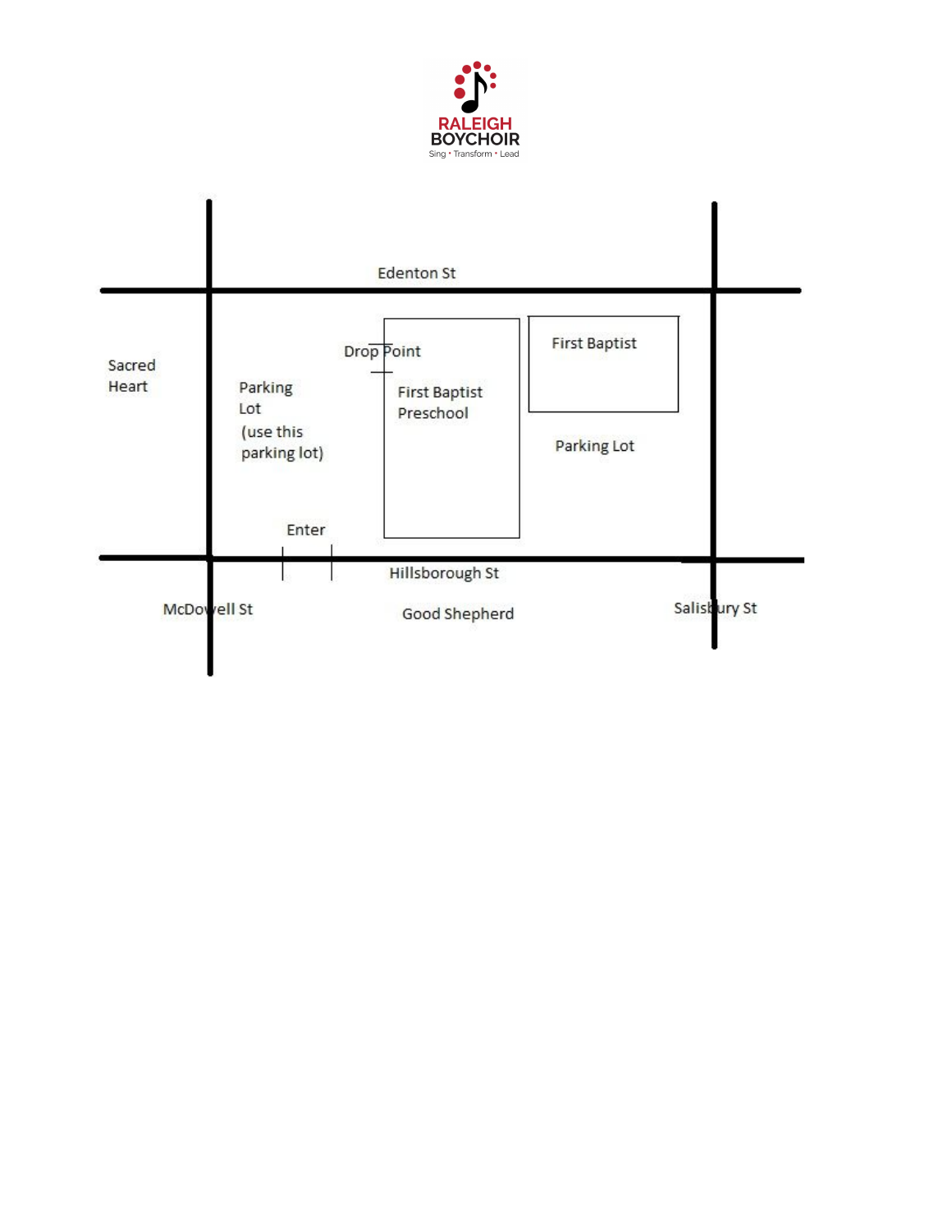RALEIGH BOYCHOIR

Sing • Transform • Lead

Edenton St

Sacred Heart

Parking Lot (use this parking lot)

Drop Point

First Baptist Preschool

First Baptist

Parking Lot

Enter

Hillsborough St

McDowell St

Good Shepherd

Salisbury St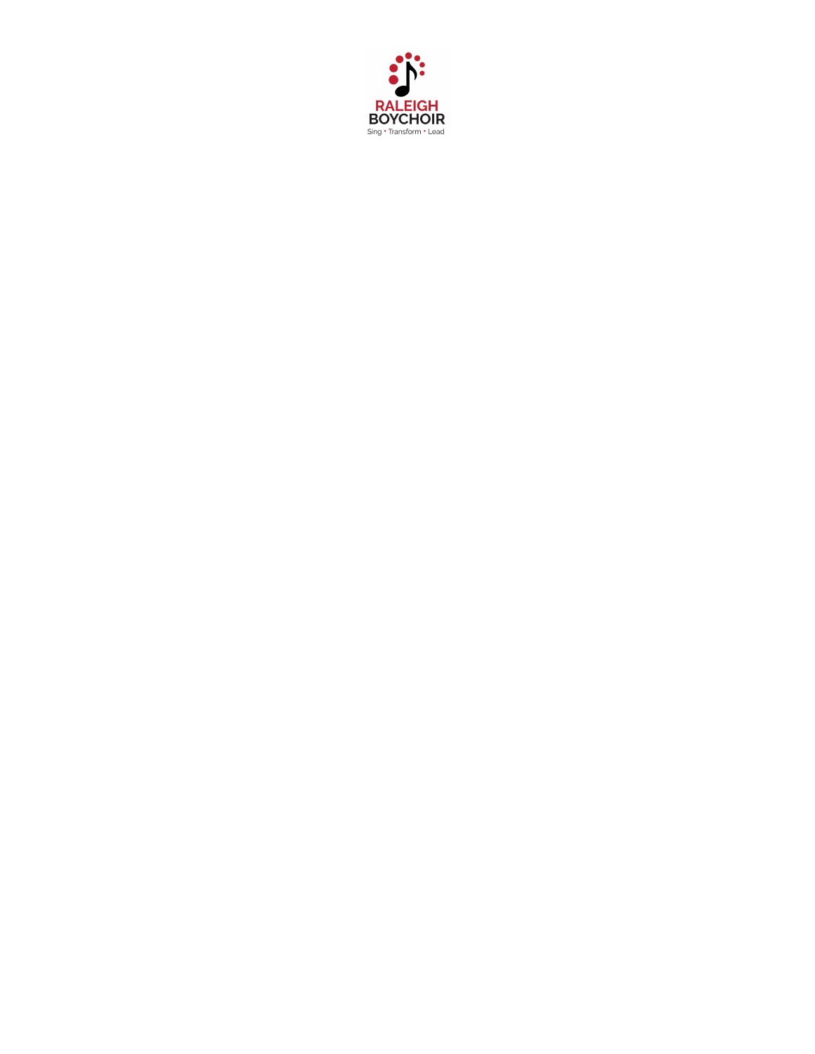RALEIGH BOYCHOIR

Sing • Transform • Lead